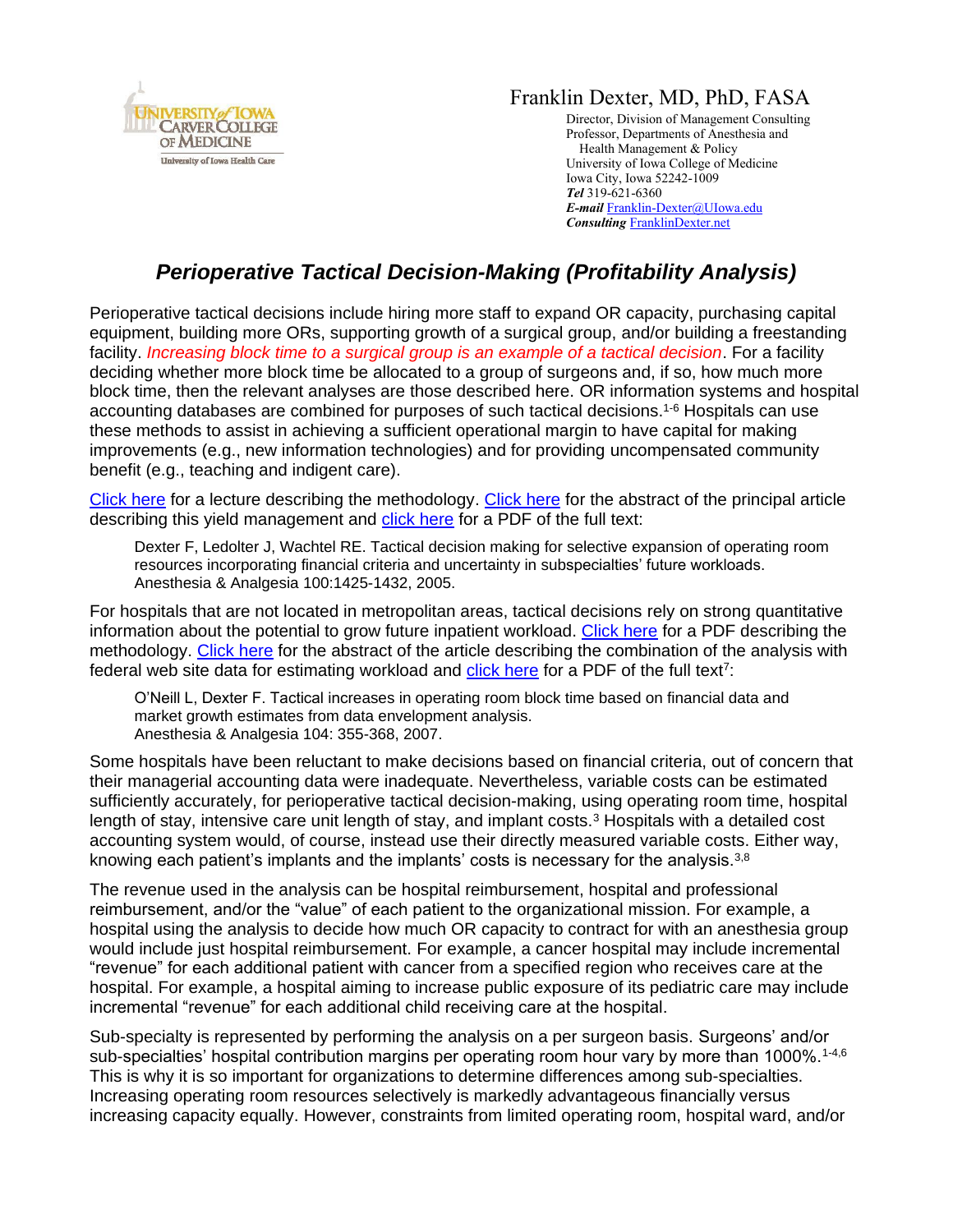University of Iowa Carver College of Medicine
University of Iowa Health Care

Franklin Dexter, MD, PhD, FASA

Director, Division of Management Consulting
Professor, Departments of Anesthesia and Health Management & Policy
University of Iowa College of Medicine
Iowa City, Iowa 52242-1009
**Tel** 319-621-6360
**E-mail** Franklin-Dexter@UIowa.edu
**Consulting** FranklinDexter.net

# *Perioperative Tactical Decision-Making (Profitability Analysis)*

Perioperative tactical decisions include hiring more staff to expand OR capacity, purchasing capital equipment, building more ORs, supporting growth of a surgical group, and/or building a freestanding facility. *Increasing block time to a surgical group is an example of a tactical decision*. For a facility deciding whether more block time be allocated to a group of surgeons and, if so, how much more block time, then the relevant analyses are those described here. OR information systems and hospital accounting databases are combined for purposes of such tactical decisions.[1-6] Hospitals can use these methods to assist in achieving a sufficient operational margin to have capital for making improvements (e.g., new information technologies) and for providing uncompensated community benefit (e.g., teaching and indigent care).

Click here for a lecture describing the methodology. Click here for the abstract of the principal article describing this yield management and click here for a PDF of the full text:

> Dexter F, Ledolter J, Wachtel RE. Tactical decision making for selective expansion of operating room resources incorporating financial criteria and uncertainty in subspecialties' future workloads. Anesthesia & Analgesia 100:1425-1432, 2005.

For hospitals that are not located in metropolitan areas, tactical decisions rely on strong quantitative information about the potential to grow future inpatient workload. Click here for a PDF describing the methodology. Click here for the abstract of the article describing the combination of the analysis with federal web site data for estimating workload and click here for a PDF of the full text[7]:

> O'Neill L, Dexter F. Tactical increases in operating room block time based on financial data and market growth estimates from data envelopment analysis. Anesthesia & Analgesia 104: 355-368, 2007.

Some hospitals have been reluctant to make decisions based on financial criteria, out of concern that their managerial accounting data were inadequate. Nevertheless, variable costs can be estimated sufficiently accurately, for perioperative tactical decision-making, using operating room time, hospital length of stay, intensive care unit length of stay, and implant costs.[3] Hospitals with a detailed cost accounting system would, of course, instead use their directly measured variable costs. Either way, knowing each patient's implants and the implants' costs is necessary for the analysis.[3,8]

The revenue used in the analysis can be hospital reimbursement, hospital and professional reimbursement, and/or the "value" of each patient to the organizational mission. For example, a hospital using the analysis to decide how much OR capacity to contract for with an anesthesia group would include just hospital reimbursement. For example, a cancer hospital may include incremental "revenue" for each additional patient with cancer from a specified region who receives care at the hospital. For example, a hospital aiming to increase public exposure of its pediatric care may include incremental "revenue" for each additional child receiving care at the hospital.

Sub-specialty is represented by performing the analysis on a per surgeon basis. Surgeons' and/or sub-specialties' hospital contribution margins per operating room hour vary by more than 1000%.[1-4,6] This is why it is so important for organizations to determine differences among sub-specialties. Increasing operating room resources selectively is markedly advantageous financially versus increasing capacity equally. However, constraints from limited operating room, hospital ward, and/or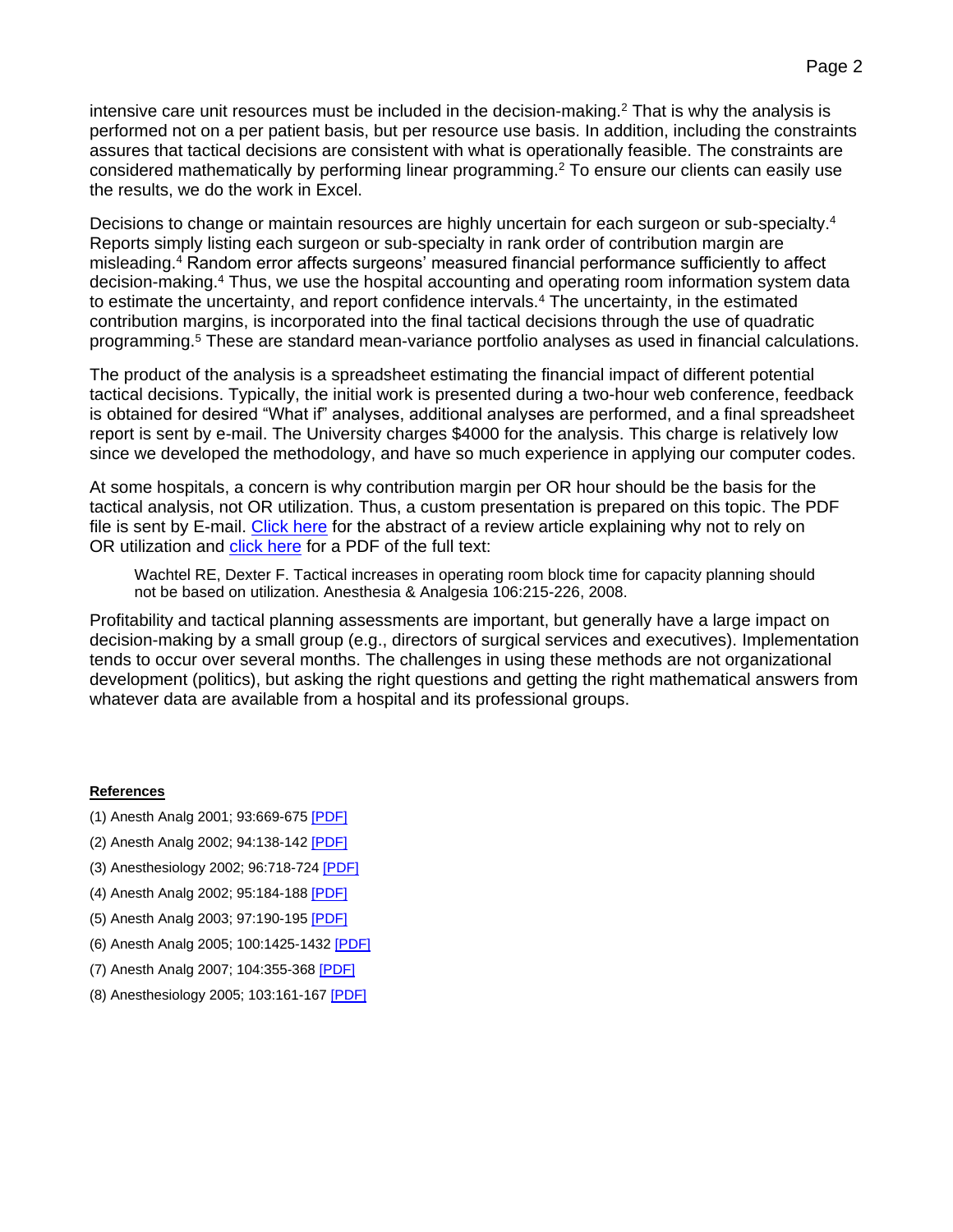intensive care unit resources must be included in the decision-making.[2] That is why the analysis is performed not on a per patient basis, but per resource use basis. In addition, including the constraints assures that tactical decisions are consistent with what is operationally feasible. The constraints are considered mathematically by performing linear programming.[2] To ensure our clients can easily use the results, we do the work in Excel.

Decisions to change or maintain resources are highly uncertain for each surgeon or sub-specialty.[4] Reports simply listing each surgeon or sub-specialty in rank order of contribution margin are misleading.[4] Random error affects surgeons' measured financial performance sufficiently to affect decision-making.[4] Thus, we use the hospital accounting and operating room information system data to estimate the uncertainty, and report confidence intervals.[4] The uncertainty, in the estimated contribution margins, is incorporated into the final tactical decisions through the use of quadratic programming.[5] These are standard mean-variance portfolio analyses as used in financial calculations.

The product of the analysis is a spreadsheet estimating the financial impact of different potential tactical decisions. Typically, the initial work is presented during a two-hour web conference, feedback is obtained for desired "What if" analyses, additional analyses are performed, and a final spreadsheet report is sent by e-mail. The University charges $4000 for the analysis. This charge is relatively low since we developed the methodology, and have so much experience in applying our computer codes.

At some hospitals, a concern is why contribution margin per OR hour should be the basis for the tactical analysis, not OR utilization. Thus, a custom presentation is prepared on this topic. The PDF file is sent by E-mail. Click here for the abstract of a review article explaining why not to rely on OR utilization and click here for a PDF of the full text:

> Wachtel RE, Dexter F. Tactical increases in operating room block time for capacity planning should not be based on utilization. Anesthesia & Analgesia 106:215-226, 2008.

Profitability and tactical planning assessments are important, but generally have a large impact on decision-making by a small group (e.g., directors of surgical services and executives). Implementation tends to occur over several months. The challenges in using these methods are not organizational development (politics), but asking the right questions and getting the right mathematical answers from whatever data are available from a hospital and its professional groups.

**References**

(1) Anesth Analg 2001; 93:669-675 [PDF]

(2) Anesth Analg 2002; 94:138-142 [PDF]

(3) Anesthesiology 2002; 96:718-724 [PDF]

(4) Anesth Analg 2002; 95:184-188 [PDF]

(5) Anesth Analg 2003; 97:190-195 [PDF]

(6) Anesth Analg 2005; 100:1425-1432 [PDF]

(7) Anesth Analg 2007; 104:355-368 [PDF]

(8) Anesthesiology 2005; 103:161-167 [PDF]